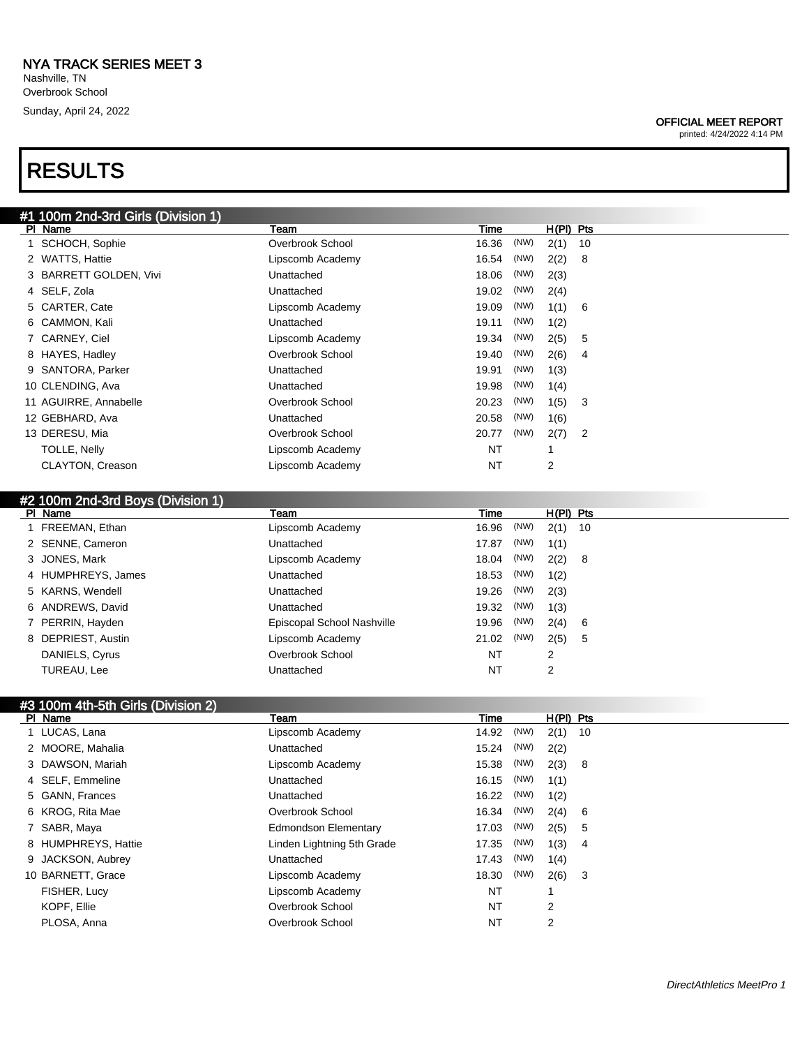# NYA TRACK SERIES MEET 3

Nashville, TN
Overbrook School
Sunday, April 24, 2022

**OFFICIAL MEET REPORT**
printed: 4/24/2022 4:14 PM

# RESULTS

## #1 100m 2nd-3rd Girls (Division 1)

| Pl | Name | Team | Time | | H(Pl) | Pts |
|---|---|---|---|---|---|---|
| 1 | SCHOCH, Sophie | Overbrook School | 16.36 | (NW) | 2(1) | 10 |
| 2 | WATTS, Hattie | Lipscomb Academy | 16.54 | (NW) | 2(2) | 8 |
| 3 | BARRETT GOLDEN, Vivi | Unattached | 18.06 | (NW) | 2(3) | |
| 4 | SELF, Zola | Unattached | 19.02 | (NW) | 2(4) | |
| 5 | CARTER, Cate | Lipscomb Academy | 19.09 | (NW) | 1(1) | 6 |
| 6 | CAMMON, Kali | Unattached | 19.11 | (NW) | 1(2) | |
| 7 | CARNEY, Ciel | Lipscomb Academy | 19.34 | (NW) | 2(5) | 5 |
| 8 | HAYES, Hadley | Overbrook School | 19.40 | (NW) | 2(6) | 4 |
| 9 | SANTORA, Parker | Unattached | 19.91 | (NW) | 1(3) | |
| 10 | CLENDING, Ava | Unattached | 19.98 | (NW) | 1(4) | |
| 11 | AGUIRRE, Annabelle | Overbrook School | 20.23 | (NW) | 1(5) | 3 |
| 12 | GEBHARD, Ava | Unattached | 20.58 | (NW) | 1(6) | |
| 13 | DERESU, Mia | Overbrook School | 20.77 | (NW) | 2(7) | 2 |
| | TOLLE, Nelly | Lipscomb Academy | NT | | 1 | |
| | CLAYTON, Creason | Lipscomb Academy | NT | | 2 | |

## #2 100m 2nd-3rd Boys (Division 1)

| Pl | Name | Team | Time | | H(Pl) | Pts |
|---|---|---|---|---|---|---|
| 1 | FREEMAN, Ethan | Lipscomb Academy | 16.96 | (NW) | 2(1) | 10 |
| 2 | SENNE, Cameron | Unattached | 17.87 | (NW) | 1(1) | |
| 3 | JONES, Mark | Lipscomb Academy | 18.04 | (NW) | 2(2) | 8 |
| 4 | HUMPHREYS, James | Unattached | 18.53 | (NW) | 1(2) | |
| 5 | KARNS, Wendell | Unattached | 19.26 | (NW) | 2(3) | |
| 6 | ANDREWS, David | Unattached | 19.32 | (NW) | 1(3) | |
| 7 | PERRIN, Hayden | Episcopal School Nashville | 19.96 | (NW) | 2(4) | 6 |
| 8 | DEPRIEST, Austin | Lipscomb Academy | 21.02 | (NW) | 2(5) | 5 |
| | DANIELS, Cyrus | Overbrook School | NT | | 2 | |
| | TUREAU, Lee | Unattached | NT | | 2 | |

## #3 100m 4th-5th Girls (Division 2)

| Pl | Name | Team | Time | | H(Pl) | Pts |
|---|---|---|---|---|---|---|
| 1 | LUCAS, Lana | Lipscomb Academy | 14.92 | (NW) | 2(1) | 10 |
| 2 | MOORE, Mahalia | Unattached | 15.24 | (NW) | 2(2) | |
| 3 | DAWSON, Mariah | Lipscomb Academy | 15.38 | (NW) | 2(3) | 8 |
| 4 | SELF, Emmeline | Unattached | 16.15 | (NW) | 1(1) | |
| 5 | GANN, Frances | Unattached | 16.22 | (NW) | 1(2) | |
| 6 | KROG, Rita Mae | Overbrook School | 16.34 | (NW) | 2(4) | 6 |
| 7 | SABR, Maya | Edmondson Elementary | 17.03 | (NW) | 2(5) | 5 |
| 8 | HUMPHREYS, Hattie | Linden Lightning 5th Grade | 17.35 | (NW) | 1(3) | 4 |
| 9 | JACKSON, Aubrey | Unattached | 17.43 | (NW) | 1(4) | |
| 10 | BARNETT, Grace | Lipscomb Academy | 18.30 | (NW) | 2(6) | 3 |
| | FISHER, Lucy | Lipscomb Academy | NT | | 1 | |
| | KOPF, Ellie | Overbrook School | NT | | 2 | |
| | PLOSA, Anna | Overbrook School | NT | | 2 | |

*DirectAthletics MeetPro 1*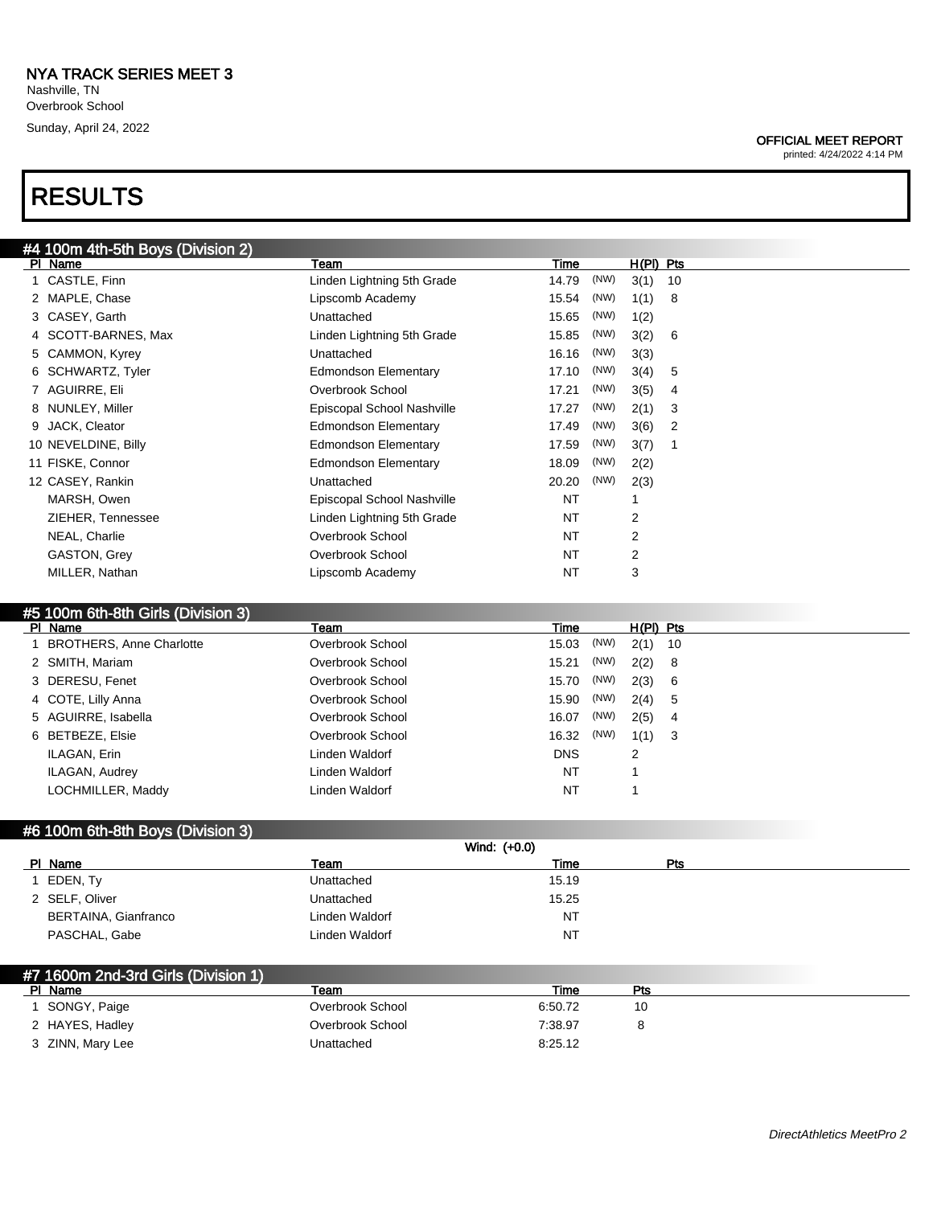**NYA TRACK SERIES MEET 3**
Nashville, TN
Overbrook School
Sunday, April 24, 2022

**OFFICIAL MEET REPORT**
printed: 4/24/2022 4:14 PM

# RESULTS

## #4 100m 4th-5th Boys (Division 2)

| Pl | Name | Team | Time | | H(Pl) | Pts |
|---|---|---|---|---|---|---|
| 1 | CASTLE, Finn | Linden Lightning 5th Grade | 14.79 | (NW) | 3(1) | 10 |
| 2 | MAPLE, Chase | Lipscomb Academy | 15.54 | (NW) | 1(1) | 8 |
| 3 | CASEY, Garth | Unattached | 15.65 | (NW) | 1(2) | |
| 4 | SCOTT-BARNES, Max | Linden Lightning 5th Grade | 15.85 | (NW) | 3(2) | 6 |
| 5 | CAMMON, Kyrey | Unattached | 16.16 | (NW) | 3(3) | |
| 6 | SCHWARTZ, Tyler | Edmondson Elementary | 17.10 | (NW) | 3(4) | 5 |
| 7 | AGUIRRE, Eli | Overbrook School | 17.21 | (NW) | 3(5) | 4 |
| 8 | NUNLEY, Miller | Episcopal School Nashville | 17.27 | (NW) | 2(1) | 3 |
| 9 | JACK, Cleator | Edmondson Elementary | 17.49 | (NW) | 3(6) | 2 |
| 10 | NEVELDINE, Billy | Edmondson Elementary | 17.59 | (NW) | 3(7) | 1 |
| 11 | FISKE, Connor | Edmondson Elementary | 18.09 | (NW) | 2(2) | |
| 12 | CASEY, Rankin | Unattached | 20.20 | (NW) | 2(3) | |
| | MARSH, Owen | Episcopal School Nashville | NT | | 1 | |
| | ZIEHER, Tennessee | Linden Lightning 5th Grade | NT | | 2 | |
| | NEAL, Charlie | Overbrook School | NT | | 2 | |
| | GASTON, Grey | Overbrook School | NT | | 2 | |
| | MILLER, Nathan | Lipscomb Academy | NT | | 3 | |

## #5 100m 6th-8th Girls (Division 3)

| Pl | Name | Team | Time | | H(Pl) | Pts |
|---|---|---|---|---|---|---|
| 1 | BROTHERS, Anne Charlotte | Overbrook School | 15.03 | (NW) | 2(1) | 10 |
| 2 | SMITH, Mariam | Overbrook School | 15.21 | (NW) | 2(2) | 8 |
| 3 | DERESU, Fenet | Overbrook School | 15.70 | (NW) | 2(3) | 6 |
| 4 | COTE, Lilly Anna | Overbrook School | 15.90 | (NW) | 2(4) | 5 |
| 5 | AGUIRRE, Isabella | Overbrook School | 16.07 | (NW) | 2(5) | 4 |
| 6 | BETBEZE, Elsie | Overbrook School | 16.32 | (NW) | 1(1) | 3 |
| | ILAGAN, Erin | Linden Waldorf | DNS | | 2 | |
| | ILAGAN, Audrey | Linden Waldorf | NT | | 1 | |
| | LOCHMILLER, Maddy | Linden Waldorf | NT | | 1 | |

## #6 100m 6th-8th Boys (Division 3)

Wind: (+0.0)

| Pl | Name | Team | Time | Pts |
|---|---|---|---|---|
| 1 | EDEN, Ty | Unattached | 15.19 | |
| 2 | SELF, Oliver | Unattached | 15.25 | |
| | BERTAINA, Gianfranco | Linden Waldorf | NT | |
| | PASCHAL, Gabe | Linden Waldorf | NT | |

## #7 1600m 2nd-3rd Girls (Division 1)

| Pl | Name | Team | Time | Pts |
|---|---|---|---|---|
| 1 | SONGY, Paige | Overbrook School | 6:50.72 | 10 |
| 2 | HAYES, Hadley | Overbrook School | 7:38.97 | 8 |
| 3 | ZINN, Mary Lee | Unattached | 8:25.12 | |

*DirectAthletics MeetPro 2*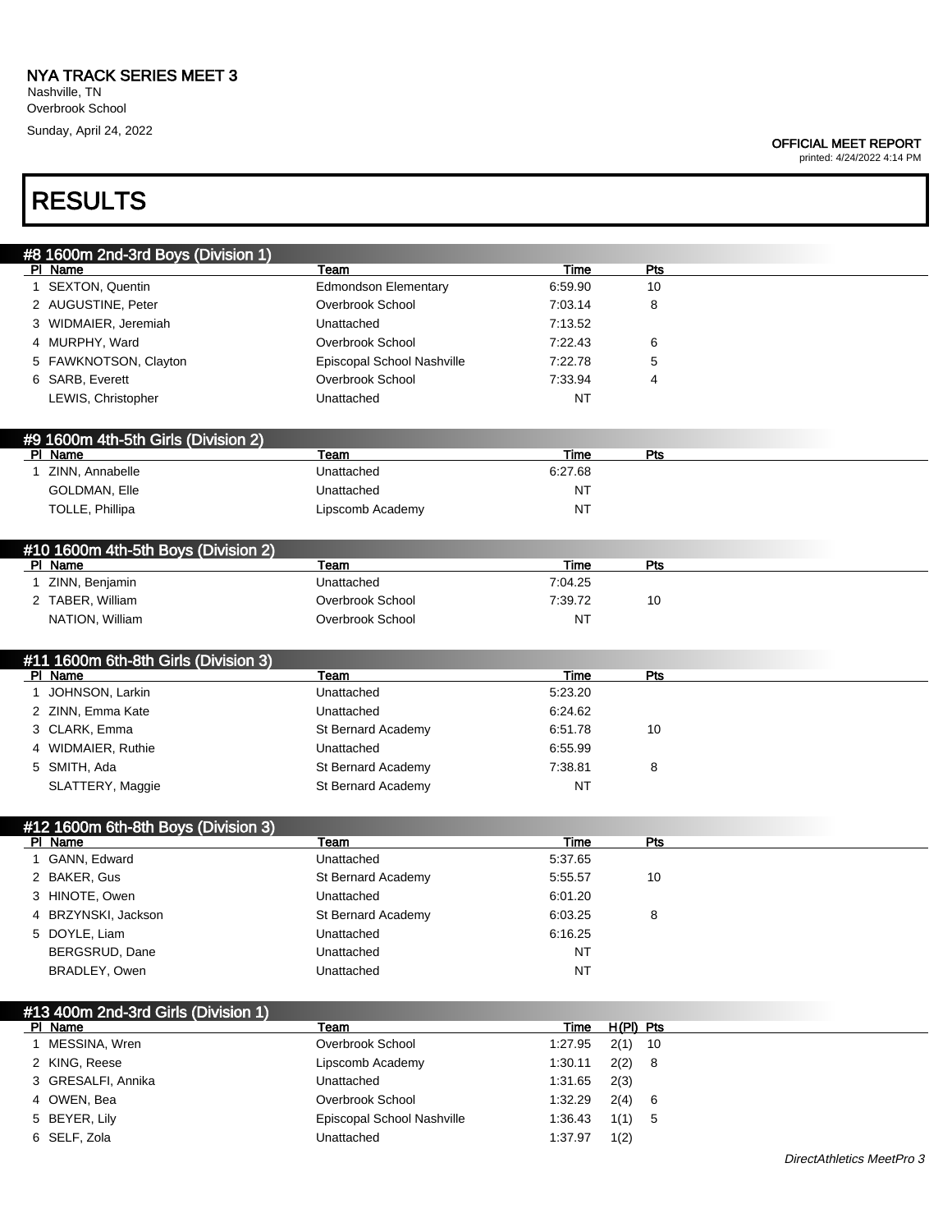# NYA TRACK SERIES MEET 3

Nashville, TN
Overbrook School
Sunday, April 24, 2022

**OFFICIAL MEET REPORT**
printed: 4/24/2022 4:14 PM

# RESULTS

## #8 1600m 2nd-3rd Boys (Division 1)

| Pl | Name | Team | Time | Pts |
|---|---|---|---|---|
| 1 | SEXTON, Quentin | Edmondson Elementary | 6:59.90 | 10 |
| 2 | AUGUSTINE, Peter | Overbrook School | 7:03.14 | 8 |
| 3 | WIDMAIER, Jeremiah | Unattached | 7:13.52 | |
| 4 | MURPHY, Ward | Overbrook School | 7:22.43 | 6 |
| 5 | FAWKNOTSON, Clayton | Episcopal School Nashville | 7:22.78 | 5 |
| 6 | SARB, Everett | Overbrook School | 7:33.94 | 4 |
| | LEWIS, Christopher | Unattached | NT | |

## #9 1600m 4th-5th Girls (Division 2)

| Pl | Name | Team | Time | Pts |
|---|---|---|---|---|
| 1 | ZINN, Annabelle | Unattached | 6:27.68 | |
| | GOLDMAN, Elle | Unattached | NT | |
| | TOLLE, Phillipa | Lipscomb Academy | NT | |

## #10 1600m 4th-5th Boys (Division 2)

| Pl | Name | Team | Time | Pts |
|---|---|---|---|---|
| 1 | ZINN, Benjamin | Unattached | 7:04.25 | |
| 2 | TABER, William | Overbrook School | 7:39.72 | 10 |
| | NATION, William | Overbrook School | NT | |

## #11 1600m 6th-8th Girls (Division 3)

| Pl | Name | Team | Time | Pts |
|---|---|---|---|---|
| 1 | JOHNSON, Larkin | Unattached | 5:23.20 | |
| 2 | ZINN, Emma Kate | Unattached | 6:24.62 | |
| 3 | CLARK, Emma | St Bernard Academy | 6:51.78 | 10 |
| 4 | WIDMAIER, Ruthie | Unattached | 6:55.99 | |
| 5 | SMITH, Ada | St Bernard Academy | 7:38.81 | 8 |
| | SLATTERY, Maggie | St Bernard Academy | NT | |

## #12 1600m 6th-8th Boys (Division 3)

| Pl | Name | Team | Time | Pts |
|---|---|---|---|---|
| 1 | GANN, Edward | Unattached | 5:37.65 | |
| 2 | BAKER, Gus | St Bernard Academy | 5:55.57 | 10 |
| 3 | HINOTE, Owen | Unattached | 6:01.20 | |
| 4 | BRZYNSKI, Jackson | St Bernard Academy | 6:03.25 | 8 |
| 5 | DOYLE, Liam | Unattached | 6:16.25 | |
| | BERGSRUD, Dane | Unattached | NT | |
| | BRADLEY, Owen | Unattached | NT | |

## #13 400m 2nd-3rd Girls (Division 1)

| Pl | Name | Team | Time | H(Pl) | Pts |
|---|---|---|---|---|---|
| 1 | MESSINA, Wren | Overbrook School | 1:27.95 | 2(1) | 10 |
| 2 | KING, Reese | Lipscomb Academy | 1:30.11 | 2(2) | 8 |
| 3 | GRESALFI, Annika | Unattached | 1:31.65 | 2(3) | |
| 4 | OWEN, Bea | Overbrook School | 1:32.29 | 2(4) | 6 |
| 5 | BEYER, Lily | Episcopal School Nashville | 1:36.43 | 1(1) | 5 |
| 6 | SELF, Zola | Unattached | 1:37.97 | 1(2) | |

*DirectAthletics MeetPro 3*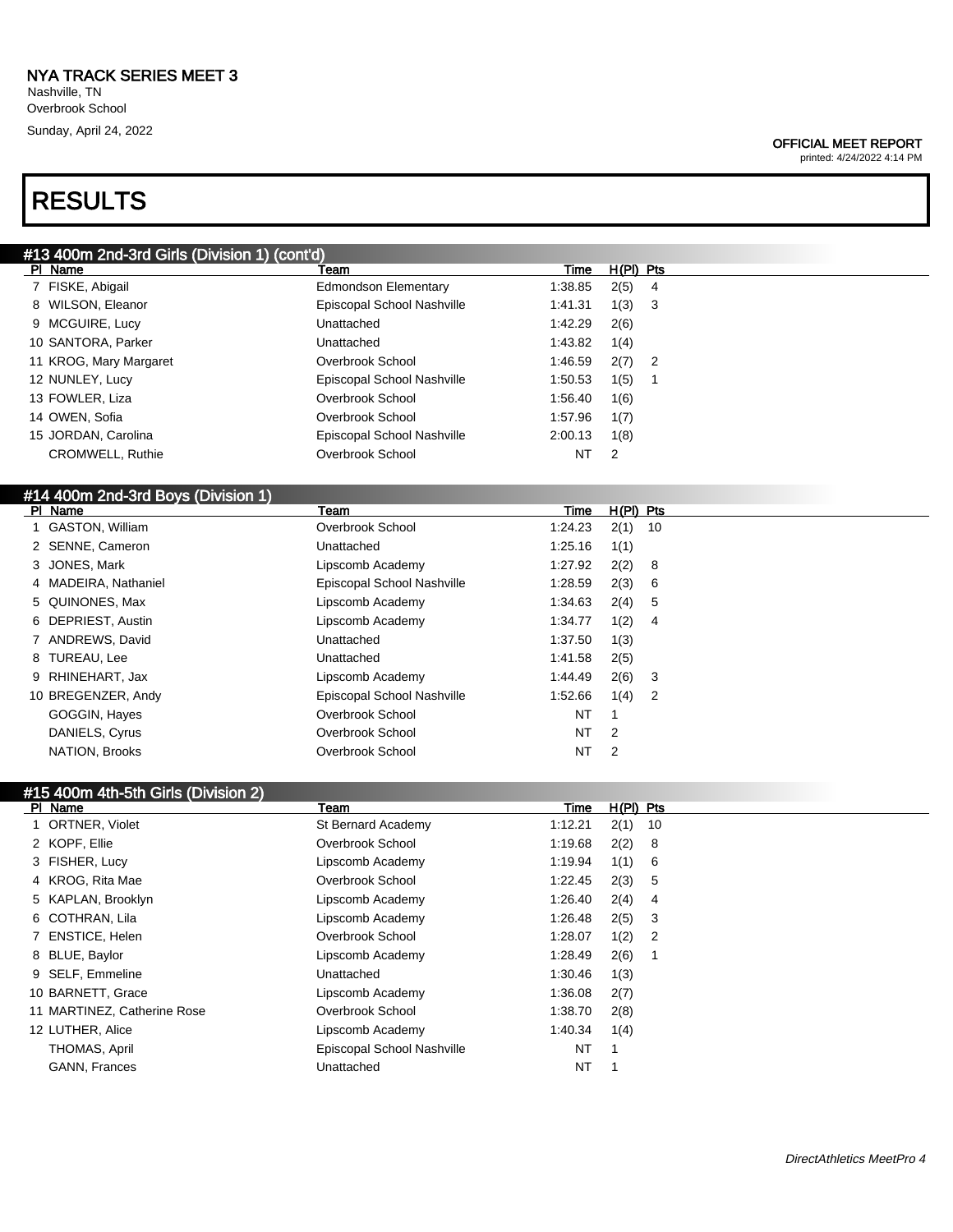# NYA TRACK SERIES MEET 3

Nashville, TN
Overbrook School
Sunday, April 24, 2022

**OFFICIAL MEET REPORT**
printed: 4/24/2022 4:14 PM

# RESULTS

## #13 400m 2nd-3rd Girls (Division 1) (cont'd)

| Pl | Name | Team | Time | H(Pl) | Pts |
|---|---|---|---|---|---|
| 7 | FISKE, Abigail | Edmondson Elementary | 1:38.85 | 2(5) | 4 |
| 8 | WILSON, Eleanor | Episcopal School Nashville | 1:41.31 | 1(3) | 3 |
| 9 | MCGUIRE, Lucy | Unattached | 1:42.29 | 2(6) | |
| 10 | SANTORA, Parker | Unattached | 1:43.82 | 1(4) | |
| 11 | KROG, Mary Margaret | Overbrook School | 1:46.59 | 2(7) | 2 |
| 12 | NUNLEY, Lucy | Episcopal School Nashville | 1:50.53 | 1(5) | 1 |
| 13 | FOWLER, Liza | Overbrook School | 1:56.40 | 1(6) | |
| 14 | OWEN, Sofia | Overbrook School | 1:57.96 | 1(7) | |
| 15 | JORDAN, Carolina | Episcopal School Nashville | 2:00.13 | 1(8) | |
| | CROMWELL, Ruthie | Overbrook School | NT | 2 | |

## #14 400m 2nd-3rd Boys (Division 1)

| Pl | Name | Team | Time | H(Pl) | Pts |
|---|---|---|---|---|---|
| 1 | GASTON, William | Overbrook School | 1:24.23 | 2(1) | 10 |
| 2 | SENNE, Cameron | Unattached | 1:25.16 | 1(1) | |
| 3 | JONES, Mark | Lipscomb Academy | 1:27.92 | 2(2) | 8 |
| 4 | MADEIRA, Nathaniel | Episcopal School Nashville | 1:28.59 | 2(3) | 6 |
| 5 | QUINONES, Max | Lipscomb Academy | 1:34.63 | 2(4) | 5 |
| 6 | DEPRIEST, Austin | Lipscomb Academy | 1:34.77 | 1(2) | 4 |
| 7 | ANDREWS, David | Unattached | 1:37.50 | 1(3) | |
| 8 | TUREAU, Lee | Unattached | 1:41.58 | 2(5) | |
| 9 | RHINEHART, Jax | Lipscomb Academy | 1:44.49 | 2(6) | 3 |
| 10 | BREGENZER, Andy | Episcopal School Nashville | 1:52.66 | 1(4) | 2 |
| | GOGGIN, Hayes | Overbrook School | NT | 1 | |
| | DANIELS, Cyrus | Overbrook School | NT | 2 | |
| | NATION, Brooks | Overbrook School | NT | 2 | |

## #15 400m 4th-5th Girls (Division 2)

| Pl | Name | Team | Time | H(Pl) | Pts |
|---|---|---|---|---|---|
| 1 | ORTNER, Violet | St Bernard Academy | 1:12.21 | 2(1) | 10 |
| 2 | KOPF, Ellie | Overbrook School | 1:19.68 | 2(2) | 8 |
| 3 | FISHER, Lucy | Lipscomb Academy | 1:19.94 | 1(1) | 6 |
| 4 | KROG, Rita Mae | Overbrook School | 1:22.45 | 2(3) | 5 |
| 5 | KAPLAN, Brooklyn | Lipscomb Academy | 1:26.40 | 2(4) | 4 |
| 6 | COTHRAN, Lila | Lipscomb Academy | 1:26.48 | 2(5) | 3 |
| 7 | ENSTICE, Helen | Overbrook School | 1:28.07 | 1(2) | 2 |
| 8 | BLUE, Baylor | Lipscomb Academy | 1:28.49 | 2(6) | 1 |
| 9 | SELF, Emmeline | Unattached | 1:30.46 | 1(3) | |
| 10 | BARNETT, Grace | Lipscomb Academy | 1:36.08 | 2(7) | |
| 11 | MARTINEZ, Catherine Rose | Overbrook School | 1:38.70 | 2(8) | |
| 12 | LUTHER, Alice | Lipscomb Academy | 1:40.34 | 1(4) | |
| | THOMAS, April | Episcopal School Nashville | NT | 1 | |
| | GANN, Frances | Unattached | NT | 1 | |

*DirectAthletics MeetPro 4*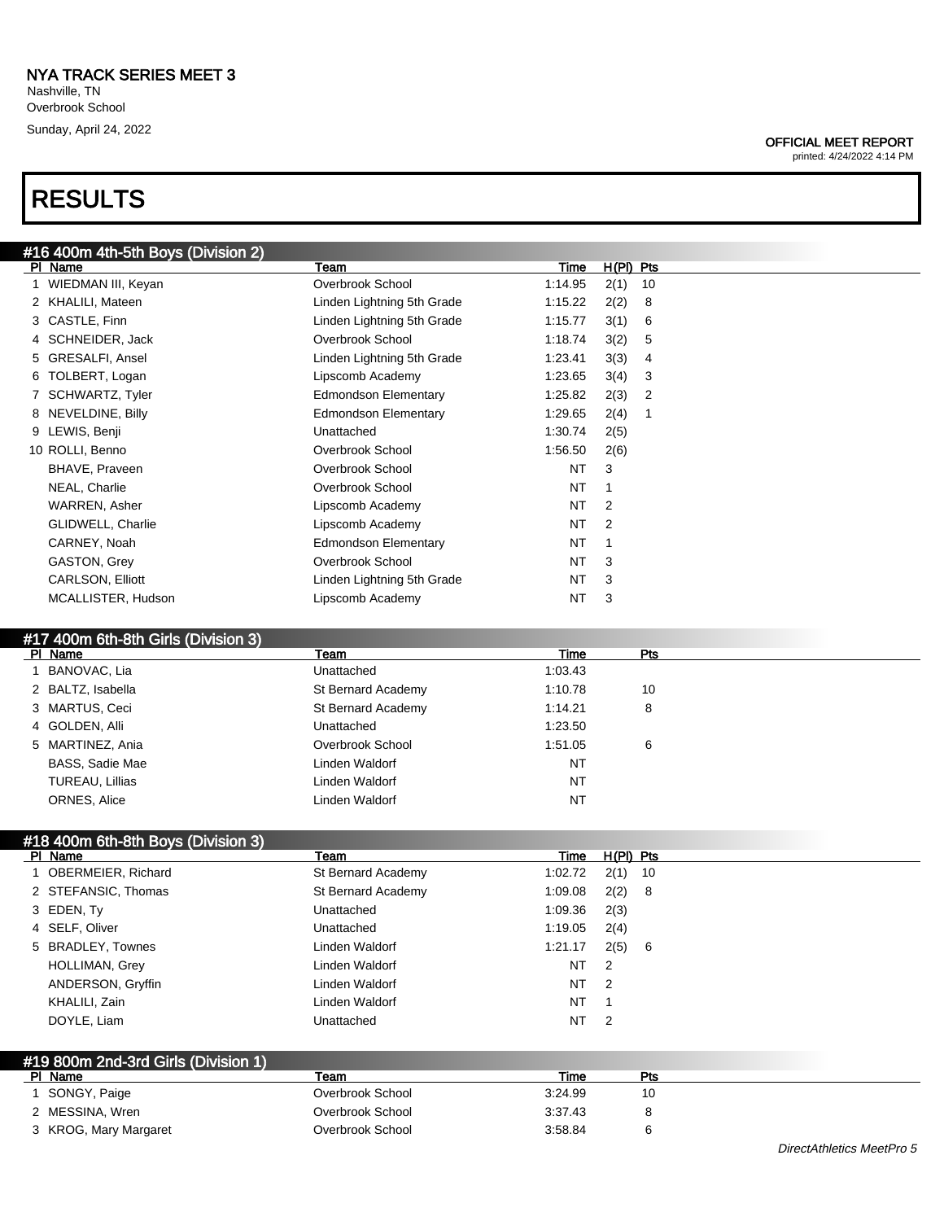NYA TRACK SERIES MEET 3
Nashville, TN
Overbrook School
Sunday, April 24, 2022

OFFICIAL MEET REPORT
printed: 4/24/2022 4:14 PM

# RESULTS

## #16 400m 4th-5th Boys (Division 2)

| Pl | Name | Team | Time | H(Pl) | Pts |
|---|---|---|---|---|---|
| 1 | WIEDMAN III, Keyan | Overbrook School | 1:14.95 | 2(1) | 10 |
| 2 | KHALILI, Mateen | Linden Lightning 5th Grade | 1:15.22 | 2(2) | 8 |
| 3 | CASTLE, Finn | Linden Lightning 5th Grade | 1:15.77 | 3(1) | 6 |
| 4 | SCHNEIDER, Jack | Overbrook School | 1:18.74 | 3(2) | 5 |
| 5 | GRESALFI, Ansel | Linden Lightning 5th Grade | 1:23.41 | 3(3) | 4 |
| 6 | TOLBERT, Logan | Lipscomb Academy | 1:23.65 | 3(4) | 3 |
| 7 | SCHWARTZ, Tyler | Edmondson Elementary | 1:25.82 | 2(3) | 2 |
| 8 | NEVELDINE, Billy | Edmondson Elementary | 1:29.65 | 2(4) | 1 |
| 9 | LEWIS, Benji | Unattached | 1:30.74 | 2(5) | |
| 10 | ROLLI, Benno | Overbrook School | 1:56.50 | 2(6) | |
| | BHAVE, Praveen | Overbrook School | NT | 3 | |
| | NEAL, Charlie | Overbrook School | NT | 1 | |
| | WARREN, Asher | Lipscomb Academy | NT | 2 | |
| | GLIDWELL, Charlie | Lipscomb Academy | NT | 2 | |
| | CARNEY, Noah | Edmondson Elementary | NT | 1 | |
| | GASTON, Grey | Overbrook School | NT | 3 | |
| | CARLSON, Elliott | Linden Lightning 5th Grade | NT | 3 | |
| | MCALLISTER, Hudson | Lipscomb Academy | NT | 3 | |

## #17 400m 6th-8th Girls (Division 3)

| Pl | Name | Team | Time | Pts |
|---|---|---|---|---|
| 1 | BANOVAC, Lia | Unattached | 1:03.43 | |
| 2 | BALTZ, Isabella | St Bernard Academy | 1:10.78 | 10 |
| 3 | MARTUS, Ceci | St Bernard Academy | 1:14.21 | 8 |
| 4 | GOLDEN, Alli | Unattached | 1:23.50 | |
| 5 | MARTINEZ, Ania | Overbrook School | 1:51.05 | 6 |
| | BASS, Sadie Mae | Linden Waldorf | NT | |
| | TUREAU, Lillias | Linden Waldorf | NT | |
| | ORNES, Alice | Linden Waldorf | NT | |

## #18 400m 6th-8th Boys (Division 3)

| Pl | Name | Team | Time | H(Pl) | Pts |
|---|---|---|---|---|---|
| 1 | OBERMEIER, Richard | St Bernard Academy | 1:02.72 | 2(1) | 10 |
| 2 | STEFANSIC, Thomas | St Bernard Academy | 1:09.08 | 2(2) | 8 |
| 3 | EDEN, Ty | Unattached | 1:09.36 | 2(3) | |
| 4 | SELF, Oliver | Unattached | 1:19.05 | 2(4) | |
| 5 | BRADLEY, Townes | Linden Waldorf | 1:21.17 | 2(5) | 6 |
| | HOLLIMAN, Grey | Linden Waldorf | NT | 2 | |
| | ANDERSON, Gryffin | Linden Waldorf | NT | 2 | |
| | KHALILI, Zain | Linden Waldorf | NT | 1 | |
| | DOYLE, Liam | Unattached | NT | 2 | |

## #19 800m 2nd-3rd Girls (Division 1)

| Pl | Name | Team | Time | Pts |
|---|---|---|---|---|
| 1 | SONGY, Paige | Overbrook School | 3:24.99 | 10 |
| 2 | MESSINA, Wren | Overbrook School | 3:37.43 | 8 |
| 3 | KROG, Mary Margaret | Overbrook School | 3:58.84 | 6 |

*DirectAthletics MeetPro 5*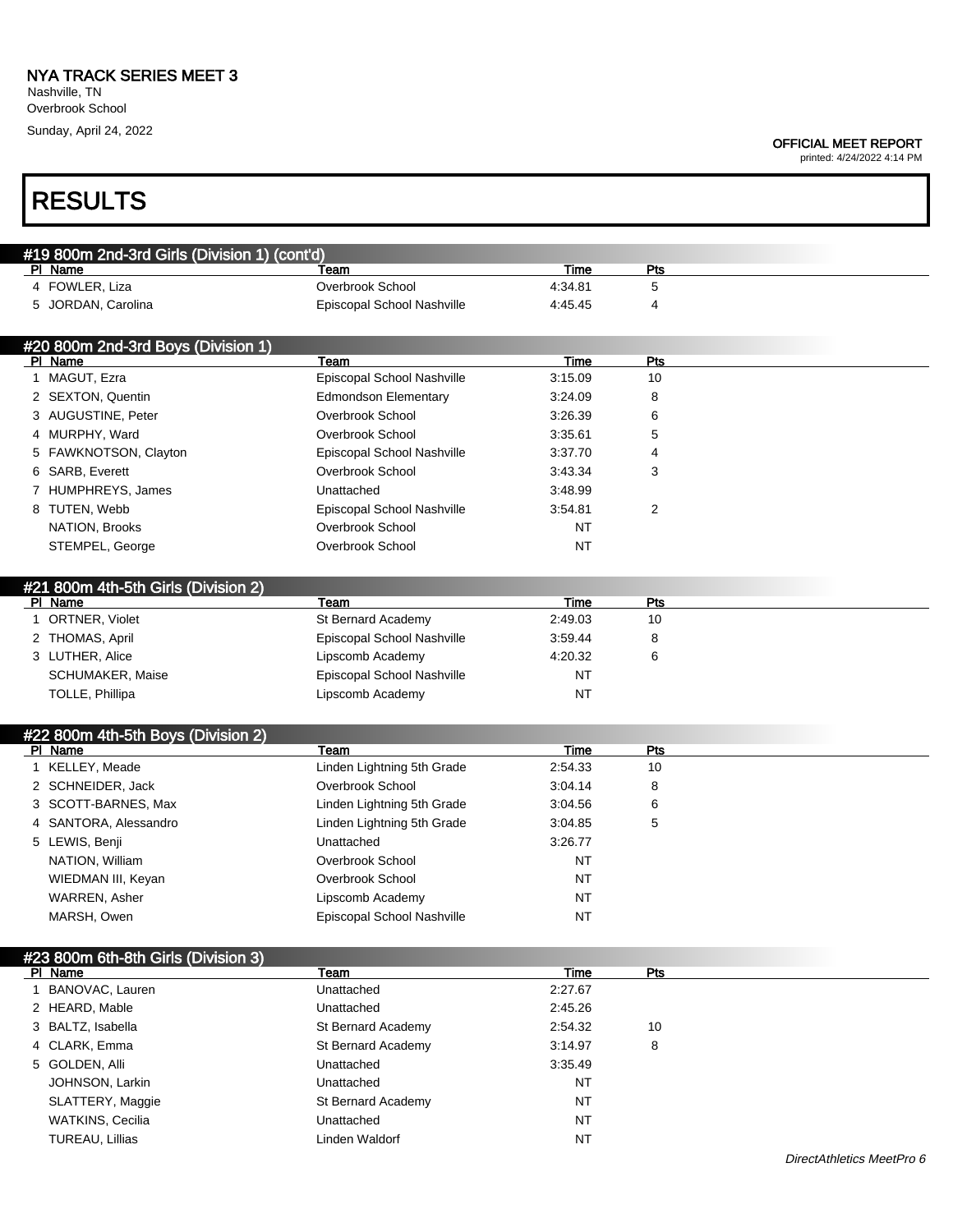## RESULTS

### #19 800m 2nd-3rd Girls (Division 1) (cont'd)

| Pl | Name | Team | Time | Pts |
|---|---|---|---|---|
| 4 | FOWLER, Liza | Overbrook School | 4:34.81 | 5 |
| 5 | JORDAN, Carolina | Episcopal School Nashville | 4:45.45 | 4 |

### #20 800m 2nd-3rd Boys (Division 1)

| Pl | Name | Team | Time | Pts |
|---|---|---|---|---|
| 1 | MAGUT, Ezra | Episcopal School Nashville | 3:15.09 | 10 |
| 2 | SEXTON, Quentin | Edmondson Elementary | 3:24.09 | 8 |
| 3 | AUGUSTINE, Peter | Overbrook School | 3:26.39 | 6 |
| 4 | MURPHY, Ward | Overbrook School | 3:35.61 | 5 |
| 5 | FAWKNOTSON, Clayton | Episcopal School Nashville | 3:37.70 | 4 |
| 6 | SARB, Everett | Overbrook School | 3:43.34 | 3 |
| 7 | HUMPHREYS, James | Unattached | 3:48.99 | |
| 8 | TUTEN, Webb | Episcopal School Nashville | 3:54.81 | 2 |
| | NATION, Brooks | Overbrook School | NT | |
| | STEMPEL, George | Overbrook School | NT | |

### #21 800m 4th-5th Girls (Division 2)

| Pl | Name | Team | Time | Pts |
|---|---|---|---|---|
| 1 | ORTNER, Violet | St Bernard Academy | 2:49.03 | 10 |
| 2 | THOMAS, April | Episcopal School Nashville | 3:59.44 | 8 |
| 3 | LUTHER, Alice | Lipscomb Academy | 4:20.32 | 6 |
| | SCHUMAKER, Maise | Episcopal School Nashville | NT | |
| | TOLLE, Phillipa | Lipscomb Academy | NT | |

### #22 800m 4th-5th Boys (Division 2)

| Pl | Name | Team | Time | Pts |
|---|---|---|---|---|
| 1 | KELLEY, Meade | Linden Lightning 5th Grade | 2:54.33 | 10 |
| 2 | SCHNEIDER, Jack | Overbrook School | 3:04.14 | 8 |
| 3 | SCOTT-BARNES, Max | Linden Lightning 5th Grade | 3:04.56 | 6 |
| 4 | SANTORA, Alessandro | Linden Lightning 5th Grade | 3:04.85 | 5 |
| 5 | LEWIS, Benji | Unattached | 3:26.77 | |
| | NATION, William | Overbrook School | NT | |
| | WIEDMAN III, Keyan | Overbrook School | NT | |
| | WARREN, Asher | Lipscomb Academy | NT | |
| | MARSH, Owen | Episcopal School Nashville | NT | |

### #23 800m 6th-8th Girls (Division 3)

| Pl | Name | Team | Time | Pts |
|---|---|---|---|---|
| 1 | BANOVAC, Lauren | Unattached | 2:27.67 | |
| 2 | HEARD, Mable | Unattached | 2:45.26 | |
| 3 | BALTZ, Isabella | St Bernard Academy | 2:54.32 | 10 |
| 4 | CLARK, Emma | St Bernard Academy | 3:14.97 | 8 |
| 5 | GOLDEN, Alli | Unattached | 3:35.49 | |
| | JOHNSON, Larkin | Unattached | NT | |
| | SLATTERY, Maggie | St Bernard Academy | NT | |
| | WATKINS, Cecilia | Unattached | NT | |
| | TUREAU, Lillias | Linden Waldorf | NT | |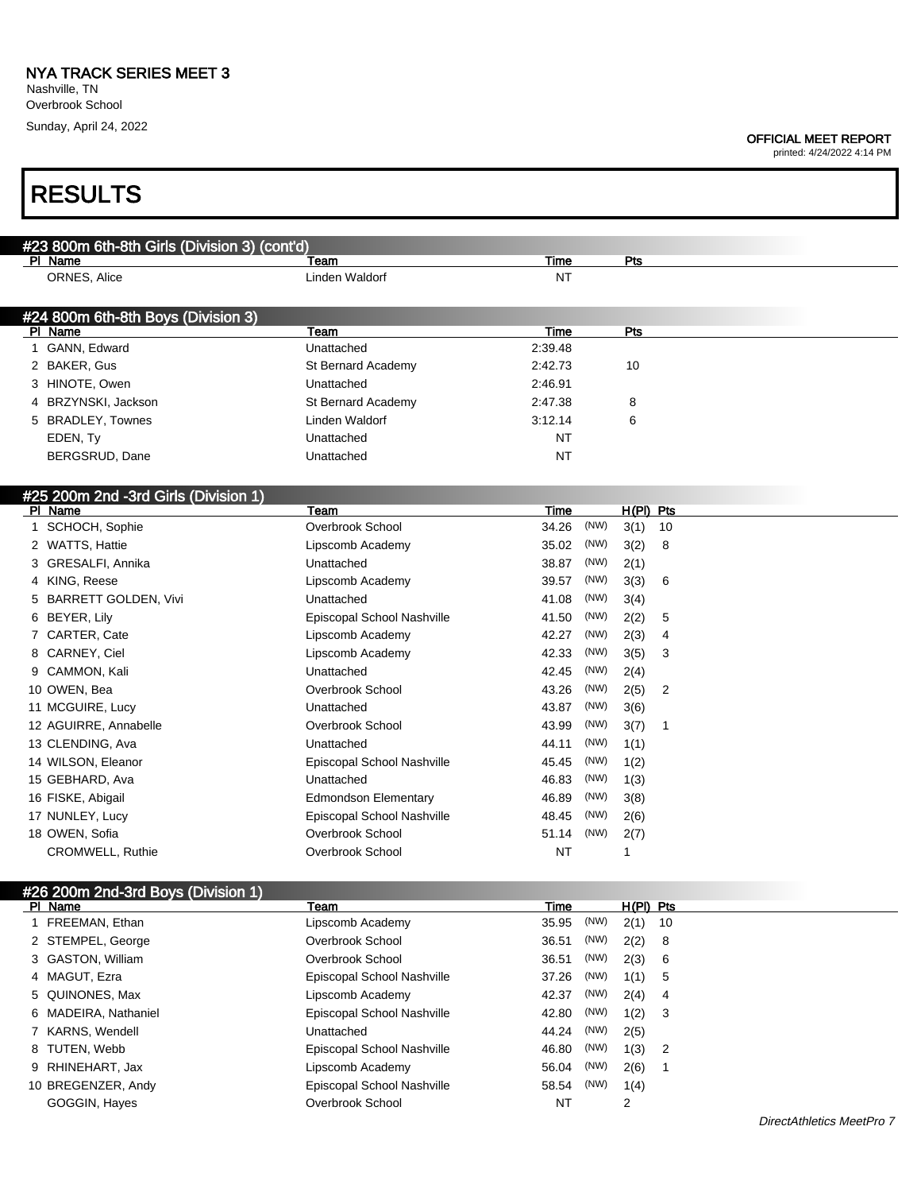# RESULTS

## #23 800m 6th-8th Girls (Division 3) (cont'd)

| Pl | Name | Team | Time | Pts |
|---|---|---|---|---|
| | ORNES, Alice | Linden Waldorf | NT | |

## #24 800m 6th-8th Boys (Division 3)

| Pl | Name | Team | Time | Pts |
|---|---|---|---|---|
| 1 | GANN, Edward | Unattached | 2:39.48 | |
| 2 | BAKER, Gus | St Bernard Academy | 2:42.73 | 10 |
| 3 | HINOTE, Owen | Unattached | 2:46.91 | |
| 4 | BRZYNSKI, Jackson | St Bernard Academy | 2:47.38 | 8 |
| 5 | BRADLEY, Townes | Linden Waldorf | 3:12.14 | 6 |
| | EDEN, Ty | Unattached | NT | |
| | BERGSRUD, Dane | Unattached | NT | |

## #25 200m 2nd -3rd Girls (Division 1)

| Pl | Name | Team | Time | | H(Pl) | Pts |
|---|---|---|---|---|---|---|
| 1 | SCHOCH, Sophie | Overbrook School | 34.26 | (NW) | 3(1) | 10 |
| 2 | WATTS, Hattie | Lipscomb Academy | 35.02 | (NW) | 3(2) | 8 |
| 3 | GRESALFI, Annika | Unattached | 38.87 | (NW) | 2(1) | |
| 4 | KING, Reese | Lipscomb Academy | 39.57 | (NW) | 3(3) | 6 |
| 5 | BARRETT GOLDEN, Vivi | Unattached | 41.08 | (NW) | 3(4) | |
| 6 | BEYER, Lily | Episcopal School Nashville | 41.50 | (NW) | 2(2) | 5 |
| 7 | CARTER, Cate | Lipscomb Academy | 42.27 | (NW) | 2(3) | 4 |
| 8 | CARNEY, Ciel | Lipscomb Academy | 42.33 | (NW) | 3(5) | 3 |
| 9 | CAMMON, Kali | Unattached | 42.45 | (NW) | 2(4) | |
| 10 | OWEN, Bea | Overbrook School | 43.26 | (NW) | 2(5) | 2 |
| 11 | MCGUIRE, Lucy | Unattached | 43.87 | (NW) | 3(6) | |
| 12 | AGUIRRE, Annabelle | Overbrook School | 43.99 | (NW) | 3(7) | 1 |
| 13 | CLENDING, Ava | Unattached | 44.11 | (NW) | 1(1) | |
| 14 | WILSON, Eleanor | Episcopal School Nashville | 45.45 | (NW) | 1(2) | |
| 15 | GEBHARD, Ava | Unattached | 46.83 | (NW) | 1(3) | |
| 16 | FISKE, Abigail | Edmondson Elementary | 46.89 | (NW) | 3(8) | |
| 17 | NUNLEY, Lucy | Episcopal School Nashville | 48.45 | (NW) | 2(6) | |
| 18 | OWEN, Sofia | Overbrook School | 51.14 | (NW) | 2(7) | |
| | CROMWELL, Ruthie | Overbrook School | NT | | 1 | |

## #26 200m 2nd-3rd Boys (Division 1)

| Pl | Name | Team | Time | | H(Pl) | Pts |
|---|---|---|---|---|---|---|
| 1 | FREEMAN, Ethan | Lipscomb Academy | 35.95 | (NW) | 2(1) | 10 |
| 2 | STEMPEL, George | Overbrook School | 36.51 | (NW) | 2(2) | 8 |
| 3 | GASTON, William | Overbrook School | 36.51 | (NW) | 2(3) | 6 |
| 4 | MAGUT, Ezra | Episcopal School Nashville | 37.26 | (NW) | 1(1) | 5 |
| 5 | QUINONES, Max | Lipscomb Academy | 42.37 | (NW) | 2(4) | 4 |
| 6 | MADEIRA, Nathaniel | Episcopal School Nashville | 42.80 | (NW) | 1(2) | 3 |
| 7 | KARNS, Wendell | Unattached | 44.24 | (NW) | 2(5) | |
| 8 | TUTEN, Webb | Episcopal School Nashville | 46.80 | (NW) | 1(3) | 2 |
| 9 | RHINEHART, Jax | Lipscomb Academy | 56.04 | (NW) | 2(6) | 1 |
| 10 | BREGENZER, Andy | Episcopal School Nashville | 58.54 | (NW) | 1(4) | |
| | GOGGIN, Hayes | Overbrook School | NT | | 2 | |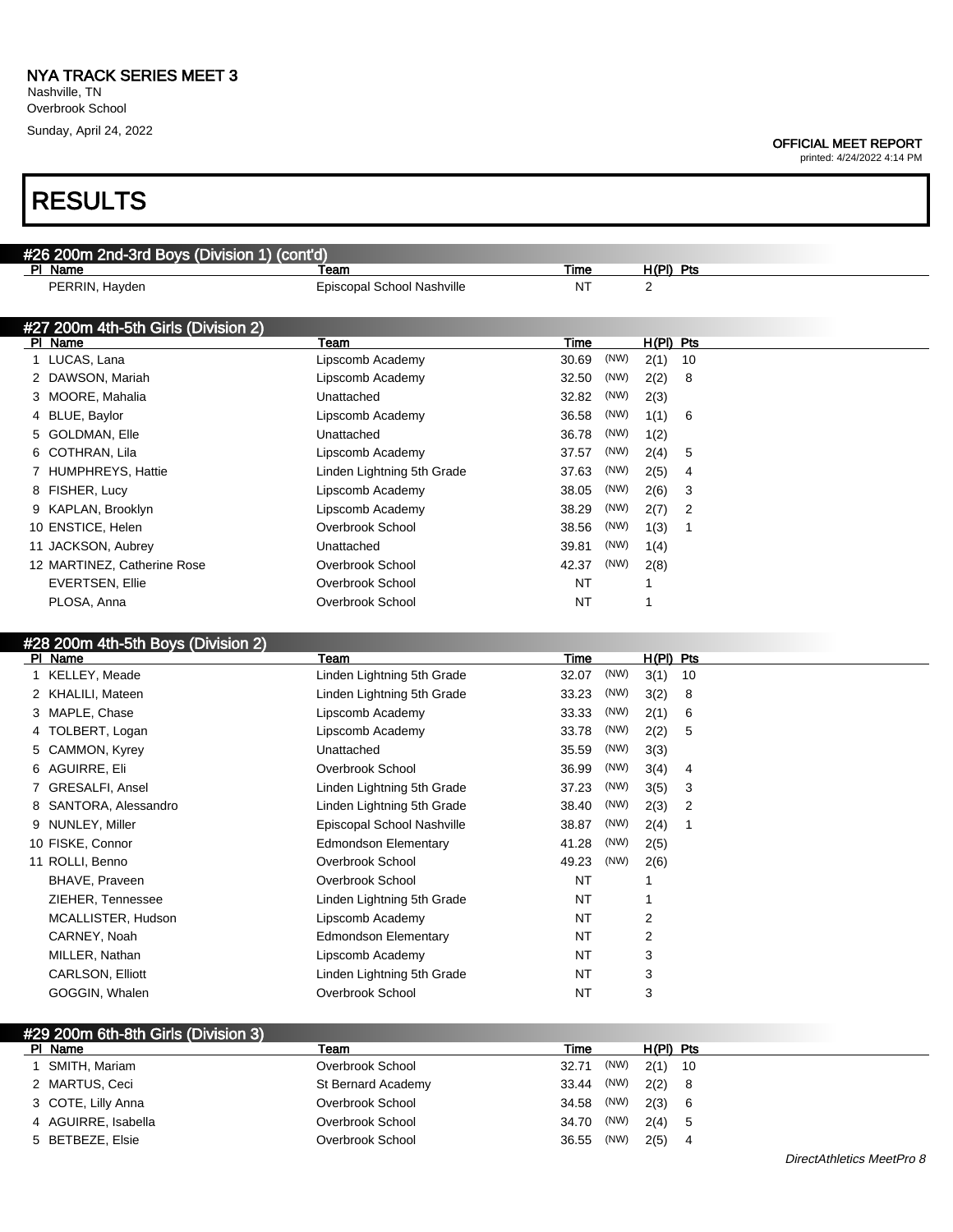# NYA TRACK SERIES MEET 3

Nashville, TN
Overbrook School
Sunday, April 24, 2022

**OFFICIAL MEET REPORT**
printed: 4/24/2022 4:14 PM

# RESULTS

## #26 200m 2nd-3rd Boys (Division 1) (cont'd)

| Pl | Name | Team | Time | | H(Pl) | Pts |
|---|---|---|---|---|---|---|
| | PERRIN, Hayden | Episcopal School Nashville | NT | | 2 | |

## #27 200m 4th-5th Girls (Division 2)

| Pl | Name | Team | Time | | H(Pl) | Pts |
|---|---|---|---|---|---|---|
| 1 | LUCAS, Lana | Lipscomb Academy | 30.69 | (NW) | 2(1) | 10 |
| 2 | DAWSON, Mariah | Lipscomb Academy | 32.50 | (NW) | 2(2) | 8 |
| 3 | MOORE, Mahalia | Unattached | 32.82 | (NW) | 2(3) | |
| 4 | BLUE, Baylor | Lipscomb Academy | 36.58 | (NW) | 1(1) | 6 |
| 5 | GOLDMAN, Elle | Unattached | 36.78 | (NW) | 1(2) | |
| 6 | COTHRAN, Lila | Lipscomb Academy | 37.57 | (NW) | 2(4) | 5 |
| 7 | HUMPHREYS, Hattie | Linden Lightning 5th Grade | 37.63 | (NW) | 2(5) | 4 |
| 8 | FISHER, Lucy | Lipscomb Academy | 38.05 | (NW) | 2(6) | 3 |
| 9 | KAPLAN, Brooklyn | Lipscomb Academy | 38.29 | (NW) | 2(7) | 2 |
| 10 | ENSTICE, Helen | Overbrook School | 38.56 | (NW) | 1(3) | 1 |
| 11 | JACKSON, Aubrey | Unattached | 39.81 | (NW) | 1(4) | |
| 12 | MARTINEZ, Catherine Rose | Overbrook School | 42.37 | (NW) | 2(8) | |
| | EVERTSEN, Ellie | Overbrook School | NT | | 1 | |
| | PLOSA, Anna | Overbrook School | NT | | 1 | |

## #28 200m 4th-5th Boys (Division 2)

| Pl | Name | Team | Time | | H(Pl) | Pts |
|---|---|---|---|---|---|---|
| 1 | KELLEY, Meade | Linden Lightning 5th Grade | 32.07 | (NW) | 3(1) | 10 |
| 2 | KHALILI, Mateen | Linden Lightning 5th Grade | 33.23 | (NW) | 3(2) | 8 |
| 3 | MAPLE, Chase | Lipscomb Academy | 33.33 | (NW) | 2(1) | 6 |
| 4 | TOLBERT, Logan | Lipscomb Academy | 33.78 | (NW) | 2(2) | 5 |
| 5 | CAMMON, Kyrey | Unattached | 35.59 | (NW) | 3(3) | |
| 6 | AGUIRRE, Eli | Overbrook School | 36.99 | (NW) | 3(4) | 4 |
| 7 | GRESALFI, Ansel | Linden Lightning 5th Grade | 37.23 | (NW) | 3(5) | 3 |
| 8 | SANTORA, Alessandro | Linden Lightning 5th Grade | 38.40 | (NW) | 2(3) | 2 |
| 9 | NUNLEY, Miller | Episcopal School Nashville | 38.87 | (NW) | 2(4) | 1 |
| 10 | FISKE, Connor | Edmondson Elementary | 41.28 | (NW) | 2(5) | |
| 11 | ROLLI, Benno | Overbrook School | 49.23 | (NW) | 2(6) | |
| | BHAVE, Praveen | Overbrook School | NT | | 1 | |
| | ZIEHER, Tennessee | Linden Lightning 5th Grade | NT | | 1 | |
| | MCALLISTER, Hudson | Lipscomb Academy | NT | | 2 | |
| | CARNEY, Noah | Edmondson Elementary | NT | | 2 | |
| | MILLER, Nathan | Lipscomb Academy | NT | | 3 | |
| | CARLSON, Elliott | Linden Lightning 5th Grade | NT | | 3 | |
| | GOGGIN, Whalen | Overbrook School | NT | | 3 | |

## #29 200m 6th-8th Girls (Division 3)

| Pl | Name | Team | Time | | H(Pl) | Pts |
|---|---|---|---|---|---|---|
| 1 | SMITH, Mariam | Overbrook School | 32.71 | (NW) | 2(1) | 10 |
| 2 | MARTUS, Ceci | St Bernard Academy | 33.44 | (NW) | 2(2) | 8 |
| 3 | COTE, Lilly Anna | Overbrook School | 34.58 | (NW) | 2(3) | 6 |
| 4 | AGUIRRE, Isabella | Overbrook School | 34.70 | (NW) | 2(4) | 5 |
| 5 | BETBEZE, Elsie | Overbrook School | 36.55 | (NW) | 2(5) | 4 |

*DirectAthletics MeetPro 8*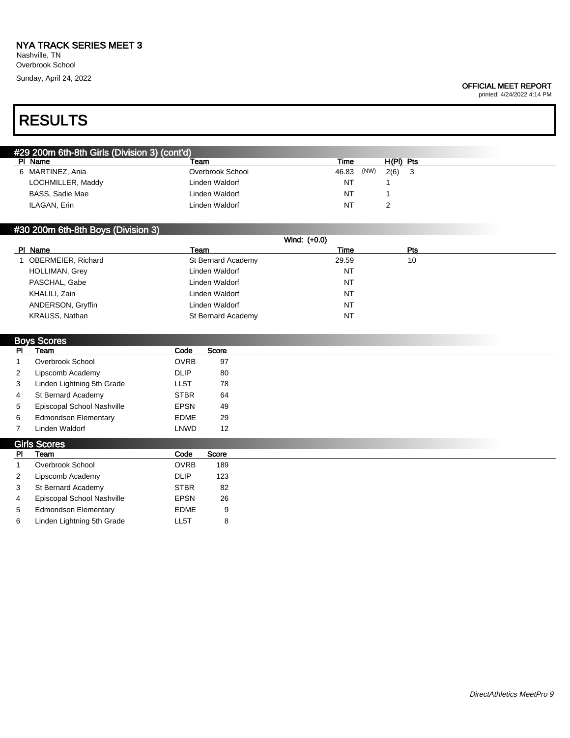NYA TRACK SERIES MEET 3
Nashville, TN
Overbrook School
Sunday, April 24, 2022

OFFICIAL MEET REPORT
printed: 4/24/2022 4:14 PM

# RESULTS

## #29 200m 6th-8th Girls (Division 3) (cont'd)

| Pl | Name | Team | Time | | H(Pl) | Pts |
|---|---|---|---|---|---|---|
| 6 | MARTINEZ, Ania | Overbrook School | 46.83 | (NW) | 2(6) | 3 |
| | LOCHMILLER, Maddy | Linden Waldorf | NT | | 1 | |
| | BASS, Sadie Mae | Linden Waldorf | NT | | 1 | |
| | ILAGAN, Erin | Linden Waldorf | NT | | 2 | |

## #30 200m 6th-8th Boys (Division 3)

Wind: (+0.0)

| Pl | Name | Team | Time | Pts |
|---|---|---|---|---|
| 1 | OBERMEIER, Richard | St Bernard Academy | 29.59 | 10 |
| | HOLLIMAN, Grey | Linden Waldorf | NT | |
| | PASCHAL, Gabe | Linden Waldorf | NT | |
| | KHALILI, Zain | Linden Waldorf | NT | |
| | ANDERSON, Gryffin | Linden Waldorf | NT | |
| | KRAUSS, Nathan | St Bernard Academy | NT | |

## Boys Scores

| Pl | Team | Code | Score |
|---|---|---|---|
| 1 | Overbrook School | OVRB | 97 |
| 2 | Lipscomb Academy | DLIP | 80 |
| 3 | Linden Lightning 5th Grade | LL5T | 78 |
| 4 | St Bernard Academy | STBR | 64 |
| 5 | Episcopal School Nashville | EPSN | 49 |
| 6 | Edmondson Elementary | EDME | 29 |
| 7 | Linden Waldorf | LNWD | 12 |

## Girls Scores

| Pl | Team | Code | Score |
|---|---|---|---|
| 1 | Overbrook School | OVRB | 189 |
| 2 | Lipscomb Academy | DLIP | 123 |
| 3 | St Bernard Academy | STBR | 82 |
| 4 | Episcopal School Nashville | EPSN | 26 |
| 5 | Edmondson Elementary | EDME | 9 |
| 6 | Linden Lightning 5th Grade | LL5T | 8 |

*DirectAthletics MeetPro 9*